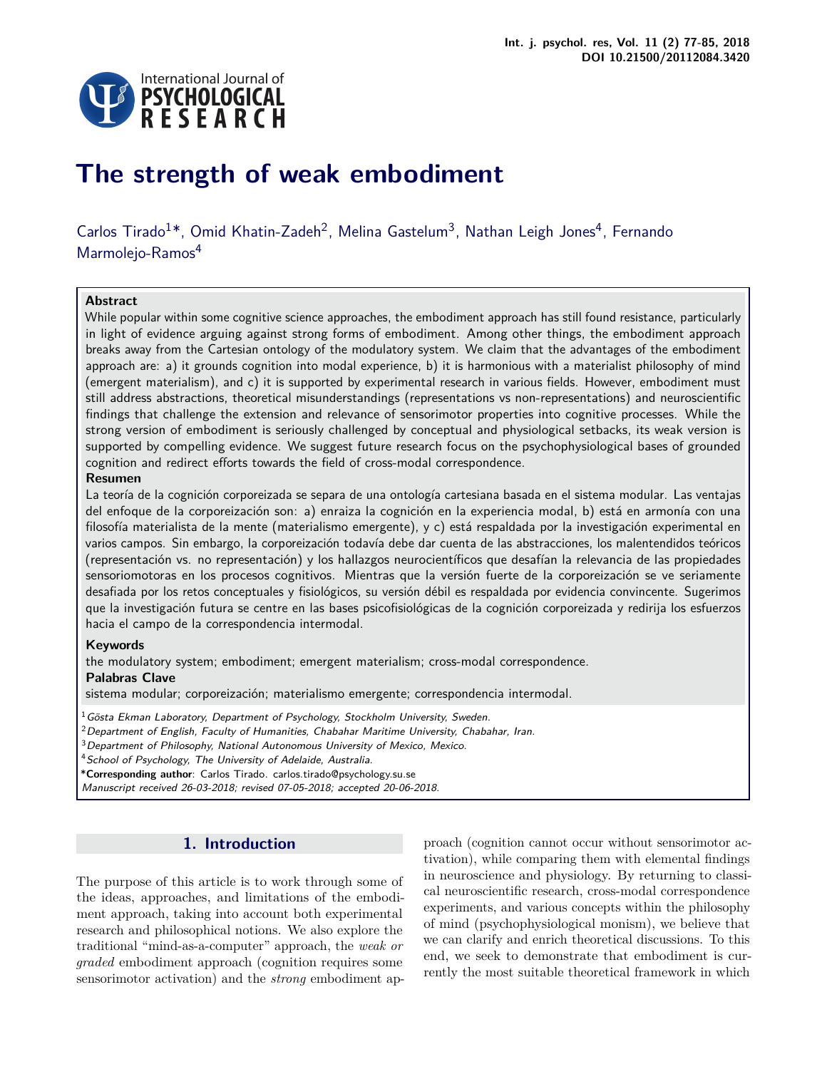# The strength of weak embodiment

Carlos Tirado[1]*, Omid Khatin-Zadeh[2], Melina Gastelum[3], Nathan Leigh Jones[4], Fernando Marmolejo-Ramos[4]

**Abstract**

While popular within some cognitive science approaches, the embodiment approach has still found resistance, particularly in light of evidence arguing against strong forms of embodiment. Among other things, the embodiment approach breaks away from the Cartesian ontology of the modulatory system. We claim that the advantages of the embodiment approach are: a) it grounds cognition into modal experience, b) it is harmonious with a materialist philosophy of mind (emergent materialism), and c) it is supported by experimental research in various fields. However, embodiment must still address abstractions, theoretical misunderstandings (representations vs non-representations) and neuroscientific findings that challenge the extension and relevance of sensorimotor properties into cognitive processes. While the strong version of embodiment is seriously challenged by conceptual and physiological setbacks, its weak version is supported by compelling evidence. We suggest future research focus on the psychophysiological bases of grounded cognition and redirect efforts towards the field of cross-modal correspondence.

**Resumen**

La teoría de la cognición corporeizada se separa de una ontología cartesiana basada en el sistema modular. Las ventajas del enfoque de la corporeización son: a) enraiza la cognición en la experiencia modal, b) está en armonía con una filosofía materialista de la mente (materialismo emergente), y c) está respaldada por la investigación experimental en varios campos. Sin embargo, la corporeización todavía debe dar cuenta de las abstracciones, los malentendidos teóricos (representación vs. no representación) y los hallazgos neurocientíficos que desafían la relevancia de las propiedades sensoriomotoras en los procesos cognitivos. Mientras que la versión fuerte de la corporeización se ve seriamente desafiada por los retos conceptuales y fisiológicos, su versión débil es respaldada por evidencia convincente. Sugerimos que la investigación futura se centre en las bases psicofisiológicas de la cognición corporeizada y redirija los esfuerzos hacia el campo de la correspondencia intermodal.

**Keywords**

the modulatory system; embodiment; emergent materialism; cross-modal correspondence.

**Palabras Clave**

sistema modular; corporeización; materialismo emergente; correspondencia intermodal.

[1] *Gösta Ekman Laboratory, Department of Psychology, Stockholm University, Sweden.*

[2] *Department of English, Faculty of Humanities, Chabahar Maritime University, Chabahar, Iran.*

[3] *Department of Philosophy, National Autonomous University of Mexico, Mexico.*

[4] *School of Psychology, The University of Adelaide, Australia.*

**\*Corresponding author**: Carlos Tirado. carlos.tirado@psychology.su.se

*Manuscript received 26-03-2018; revised 07-05-2018; accepted 20-06-2018.*

## 1. Introduction

The purpose of this article is to work through some of the ideas, approaches, and limitations of the embodiment approach, taking into account both experimental research and philosophical notions. We also explore the traditional "mind-as-a-computer" approach, the *weak or graded* embodiment approach (cognition requires some sensorimotor activation) and the *strong* embodiment approach (cognition cannot occur without sensorimotor activation), while comparing them with elemental findings in neuroscience and physiology. By returning to classical neuroscientific research, cross-modal correspondence experiments, and various concepts within the philosophy of mind (psychophysiological monism), we believe that we can clarify and enrich theoretical discussions. To this end, we seek to demonstrate that embodiment is currently the most suitable theoretical framework in which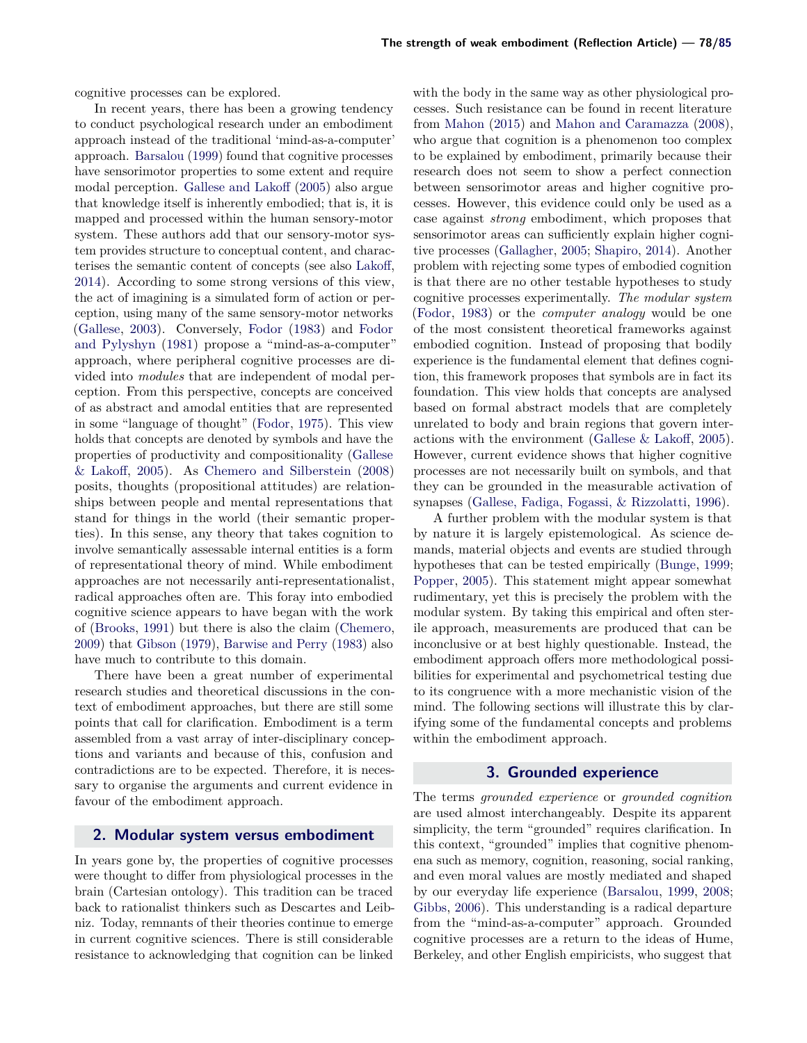cognitive processes can be explored.

In recent years, there has been a growing tendency to conduct psychological research under an embodiment approach instead of the traditional 'mind-as-a-computer' approach. Barsalou (1999) found that cognitive processes have sensorimotor properties to some extent and require modal perception. Gallese and Lakoff (2005) also argue that knowledge itself is inherently embodied; that is, it is mapped and processed within the human sensory-motor system. These authors add that our sensory-motor system provides structure to conceptual content, and characterises the semantic content of concepts (see also Lakoff, 2014). According to some strong versions of this view, the act of imagining is a simulated form of action or perception, using many of the same sensory-motor networks (Gallese, 2003). Conversely, Fodor (1983) and Fodor and Pylyshyn (1981) propose a "mind-as-a-computer" approach, where peripheral cognitive processes are divided into *modules* that are independent of modal perception. From this perspective, concepts are conceived of as abstract and amodal entities that are represented in some "language of thought" (Fodor, 1975). This view holds that concepts are denoted by symbols and have the properties of productivity and compositionality (Gallese & Lakoff, 2005). As Chemero and Silberstein (2008) posits, thoughts (propositional attitudes) are relationships between people and mental representations that stand for things in the world (their semantic properties). In this sense, any theory that takes cognition to involve semantically assessable internal entities is a form of representational theory of mind. While embodiment approaches are not necessarily anti-representationalist, radical approaches often are. This foray into embodied cognitive science appears to have began with the work of (Brooks, 1991) but there is also the claim (Chemero, 2009) that Gibson (1979), Barwise and Perry (1983) also have much to contribute to this domain.

There have been a great number of experimental research studies and theoretical discussions in the context of embodiment approaches, but there are still some points that call for clarification. Embodiment is a term assembled from a vast array of inter-disciplinary conceptions and variants and because of this, confusion and contradictions are to be expected. Therefore, it is necessary to organise the arguments and current evidence in favour of the embodiment approach.

## 2. Modular system versus embodiment

In years gone by, the properties of cognitive processes were thought to differ from physiological processes in the brain (Cartesian ontology). This tradition can be traced back to rationalist thinkers such as Descartes and Leibniz. Today, remnants of their theories continue to emerge in current cognitive sciences. There is still considerable resistance to acknowledging that cognition can be linked with the body in the same way as other physiological processes. Such resistance can be found in recent literature from Mahon (2015) and Mahon and Caramazza (2008), who argue that cognition is a phenomenon too complex to be explained by embodiment, primarily because their research does not seem to show a perfect connection between sensorimotor areas and higher cognitive processes. However, this evidence could only be used as a case against *strong* embodiment, which proposes that sensorimotor areas can sufficiently explain higher cognitive processes (Gallagher, 2005; Shapiro, 2014). Another problem with rejecting some types of embodied cognition is that there are no other testable hypotheses to study cognitive processes experimentally. *The modular system* (Fodor, 1983) or the *computer analogy* would be one of the most consistent theoretical frameworks against embodied cognition. Instead of proposing that bodily experience is the fundamental element that defines cognition, this framework proposes that symbols are in fact its foundation. This view holds that concepts are analysed based on formal abstract models that are completely unrelated to body and brain regions that govern interactions with the environment (Gallese & Lakoff, 2005). However, current evidence shows that higher cognitive processes are not necessarily built on symbols, and that they can be grounded in the measurable activation of synapses (Gallese, Fadiga, Fogassi, & Rizzolatti, 1996).

A further problem with the modular system is that by nature it is largely epistemological. As science demands, material objects and events are studied through hypotheses that can be tested empirically (Bunge, 1999; Popper, 2005). This statement might appear somewhat rudimentary, yet this is precisely the problem with the modular system. By taking this empirical and often sterile approach, measurements are produced that can be inconclusive or at best highly questionable. Instead, the embodiment approach offers more methodological possibilities for experimental and psychometrical testing due to its congruence with a more mechanistic vision of the mind. The following sections will illustrate this by clarifying some of the fundamental concepts and problems within the embodiment approach.

## 3. Grounded experience

The terms *grounded experience* or *grounded cognition* are used almost interchangeably. Despite its apparent simplicity, the term "grounded" requires clarification. In this context, "grounded" implies that cognitive phenomena such as memory, cognition, reasoning, social ranking, and even moral values are mostly mediated and shaped by our everyday life experience (Barsalou, 1999, 2008; Gibbs, 2006). This understanding is a radical departure from the "mind-as-a-computer" approach. Grounded cognitive processes are a return to the ideas of Hume, Berkeley, and other English empiricists, who suggest that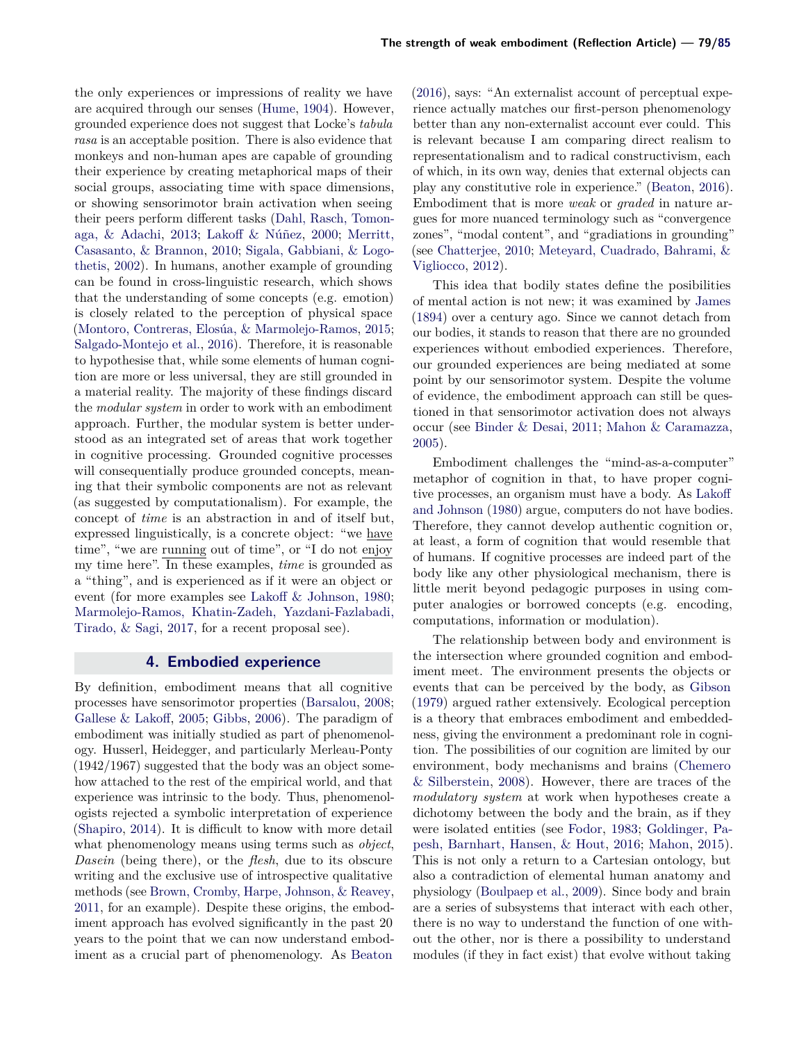the only experiences or impressions of reality we have are acquired through our senses (Hume, 1904). However, grounded experience does not suggest that Locke's *tabula rasa* is an acceptable position. There is also evidence that monkeys and non-human apes are capable of grounding their experience by creating metaphorical maps of their social groups, associating time with space dimensions, or showing sensorimotor brain activation when seeing their peers perform different tasks (Dahl, Rasch, Tomonaga, & Adachi, 2013; Lakoff & Núñez, 2000; Merritt, Casasanto, & Brannon, 2010; Sigala, Gabbiani, & Logothetis, 2002). In humans, another example of grounding can be found in cross-linguistic research, which shows that the understanding of some concepts (e.g. emotion) is closely related to the perception of physical space (Montoro, Contreras, Elosúa, & Marmolejo-Ramos, 2015; Salgado-Montejo et al., 2016). Therefore, it is reasonable to hypothesise that, while some elements of human cognition are more or less universal, they are still grounded in a material reality. The majority of these findings discard the *modular system* in order to work with an embodiment approach. Further, the modular system is better understood as an integrated set of areas that work together in cognitive processing. Grounded cognitive processes will consequentially produce grounded concepts, meaning that their symbolic components are not as relevant (as suggested by computationalism). For example, the concept of *time* is an abstraction in and of itself but, expressed linguistically, is a concrete object: "we have time", "we are running out of time", or "I do not enjoy my time here". In these examples, *time* is grounded as a "thing", and is experienced as if it were an object or event (for more examples see Lakoff & Johnson, 1980; Marmolejo-Ramos, Khatin-Zadeh, Yazdani-Fazlabadi, Tirado, & Sagi, 2017, for a recent proposal see).

## 4. Embodied experience

By definition, embodiment means that all cognitive processes have sensorimotor properties (Barsalou, 2008; Gallese & Lakoff, 2005; Gibbs, 2006). The paradigm of embodiment was initially studied as part of phenomenology. Husserl, Heidegger, and particularly Merleau-Ponty (1942/1967) suggested that the body was an object somehow attached to the rest of the empirical world, and that experience was intrinsic to the body. Thus, phenomenologists rejected a symbolic interpretation of experience (Shapiro, 2014). It is difficult to know with more detail what phenomenology means using terms such as *object*, *Dasein* (being there), or the *flesh*, due to its obscure writing and the exclusive use of introspective qualitative methods (see Brown, Cromby, Harpe, Johnson, & Reavey, 2011, for an example). Despite these origins, the embodiment approach has evolved significantly in the past 20 years to the point that we can now understand embodiment as a crucial part of phenomenology. As Beaton (2016), says: "An externalist account of perceptual experience actually matches our first-person phenomenology better than any non-externalist account ever could. This is relevant because I am comparing direct realism to representationalism and to radical constructivism, each of which, in its own way, denies that external objects can play any constitutive role in experience." (Beaton, 2016). Embodiment that is more *weak* or *graded* in nature argues for more nuanced terminology such as "convergence zones", "modal content", and "gradiations in grounding" (see Chatterjee, 2010; Meteyard, Cuadrado, Bahrami, & Vigliocco, 2012).

This idea that bodily states define the posibilities of mental action is not new; it was examined by James (1894) over a century ago. Since we cannot detach from our bodies, it stands to reason that there are no grounded experiences without embodied experiences. Therefore, our grounded experiences are being mediated at some point by our sensorimotor system. Despite the volume of evidence, the embodiment approach can still be questioned in that sensorimotor activation does not always occur (see Binder & Desai, 2011; Mahon & Caramazza, 2005).

Embodiment challenges the "mind-as-a-computer" metaphor of cognition in that, to have proper cognitive processes, an organism must have a body. As Lakoff and Johnson (1980) argue, computers do not have bodies. Therefore, they cannot develop authentic cognition or, at least, a form of cognition that would resemble that of humans. If cognitive processes are indeed part of the body like any other physiological mechanism, there is little merit beyond pedagogic purposes in using computer analogies or borrowed concepts (e.g. encoding, computations, information or modulation).

The relationship between body and environment is the intersection where grounded cognition and embodiment meet. The environment presents the objects or events that can be perceived by the body, as Gibson (1979) argued rather extensively. Ecological perception is a theory that embraces embodiment and embeddedness, giving the environment a predominant role in cognition. The possibilities of our cognition are limited by our environment, body mechanisms and brains (Chemero & Silberstein, 2008). However, there are traces of the *modulatory system* at work when hypotheses create a dichotomy between the body and the brain, as if they were isolated entities (see Fodor, 1983; Goldinger, Papesh, Barnhart, Hansen, & Hout, 2016; Mahon, 2015). This is not only a return to a Cartesian ontology, but also a contradiction of elemental human anatomy and physiology (Boulpaep et al., 2009). Since body and brain are a series of subsystems that interact with each other, there is no way to understand the function of one without the other, nor is there a possibility to understand modules (if they in fact exist) that evolve without taking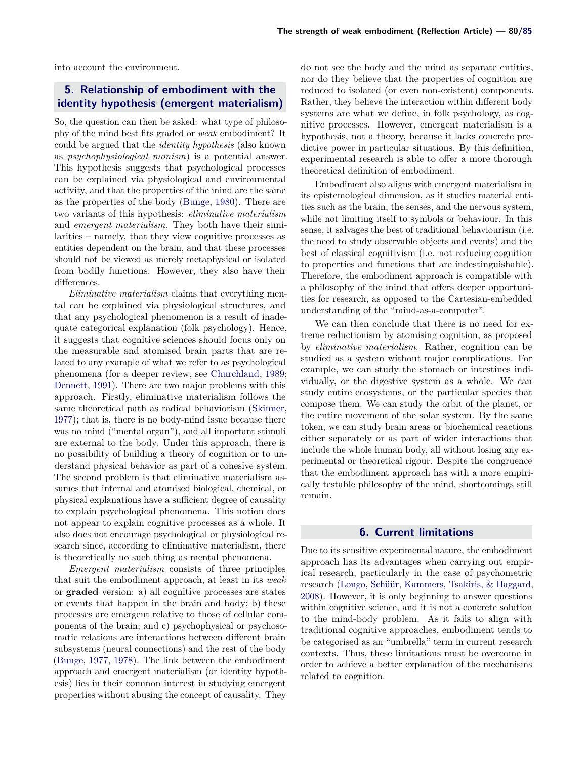into account the environment.

## 5. Relationship of embodiment with the identity hypothesis (emergent materialism)

So, the question can then be asked: what type of philosophy of the mind best fits graded or *weak* embodiment? It could be argued that the *identity hypothesis* (also known as *psychophysiological monism*) is a potential answer. This hypothesis suggests that psychological processes can be explained via physiological and environmental activity, and that the properties of the mind are the same as the properties of the body (Bunge, 1980). There are two variants of this hypothesis: *eliminative materialism* and *emergent materialism*. They both have their similarities – namely, that they view cognitive processes as entities dependent on the brain, and that these processes should not be viewed as merely metaphysical or isolated from bodily functions. However, they also have their differences.

*Eliminative materialism* claims that everything mental can be explained via physiological structures, and that any psychological phenomenon is a result of inadequate categorical explanation (folk psychology). Hence, it suggests that cognitive sciences should focus only on the measurable and atomised brain parts that are related to any example of what we refer to as psychological phenomena (for a deeper review, see Churchland, 1989; Dennett, 1991). There are two major problems with this approach. Firstly, eliminative materialism follows the same theoretical path as radical behaviorism (Skinner, 1977); that is, there is no body-mind issue because there was no mind ("mental organ"), and all important stimuli are external to the body. Under this approach, there is no possibility of building a theory of cognition or to understand physical behavior as part of a cohesive system. The second problem is that eliminative materialism assumes that internal and atomised biological, chemical, or physical explanations have a sufficient degree of causality to explain psychological phenomena. This notion does not appear to explain cognitive processes as a whole. It also does not encourage psychological or physiological research since, according to eliminative materialism, there is theoretically no such thing as mental phenomena.

*Emergent materialism* consists of three principles that suit the embodiment approach, at least in its *weak* or **graded** version: a) all cognitive processes are states or events that happen in the brain and body; b) these processes are emergent relative to those of cellular components of the brain; and c) psychophysical or psychosomatic relations are interactions between different brain subsystems (neural connections) and the rest of the body (Bunge, 1977, 1978). The link between the embodiment approach and emergent materialism (or identity hypothesis) lies in their common interest in studying emergent properties without abusing the concept of causality. They do not see the body and the mind as separate entities, nor do they believe that the properties of cognition are reduced to isolated (or even non-existent) components. Rather, they believe the interaction within different body systems are what we define, in folk psychology, as cognitive processes. However, emergent materialism is a hypothesis, not a theory, because it lacks concrete predictive power in particular situations. By this definition, experimental research is able to offer a more thorough theoretical definition of embodiment.

Embodiment also aligns with emergent materialism in its epistemological dimension, as it studies material entities such as the brain, the senses, and the nervous system, while not limiting itself to symbols or behaviour. In this sense, it salvages the best of traditional behaviourism (i.e. the need to study observable objects and events) and the best of classical cognitivism (i.e. not reducing cognition to properties and functions that are indestinguishable). Therefore, the embodiment approach is compatible with a philosophy of the mind that offers deeper opportunities for research, as opposed to the Cartesian-embedded understanding of the "mind-as-a-computer".

We can then conclude that there is no need for extreme reductionism by atomising cognition, as proposed by *eliminative materialism*. Rather, cognition can be studied as a system without major complications. For example, we can study the stomach or intestines individually, or the digestive system as a whole. We can study entire ecosystems, or the particular species that compose them. We can study the orbit of the planet, or the entire movement of the solar system. By the same token, we can study brain areas or biochemical reactions either separately or as part of wider interactions that include the whole human body, all without losing any experimental or theoretical rigour. Despite the congruence that the embodiment approach has with a more empirically testable philosophy of the mind, shortcomings still remain.

## 6. Current limitations

Due to its sensitive experimental nature, the embodiment approach has its advantages when carrying out empirical research, particularly in the case of psychometric research (Longo, Schüür, Kammers, Tsakiris, & Haggard, 2008). However, it is only beginning to answer questions within cognitive science, and it is not a concrete solution to the mind-body problem. As it fails to align with traditional cognitive approaches, embodiment tends to be categorised as an "umbrella" term in current research contexts. Thus, these limitations must be overcome in order to achieve a better explanation of the mechanisms related to cognition.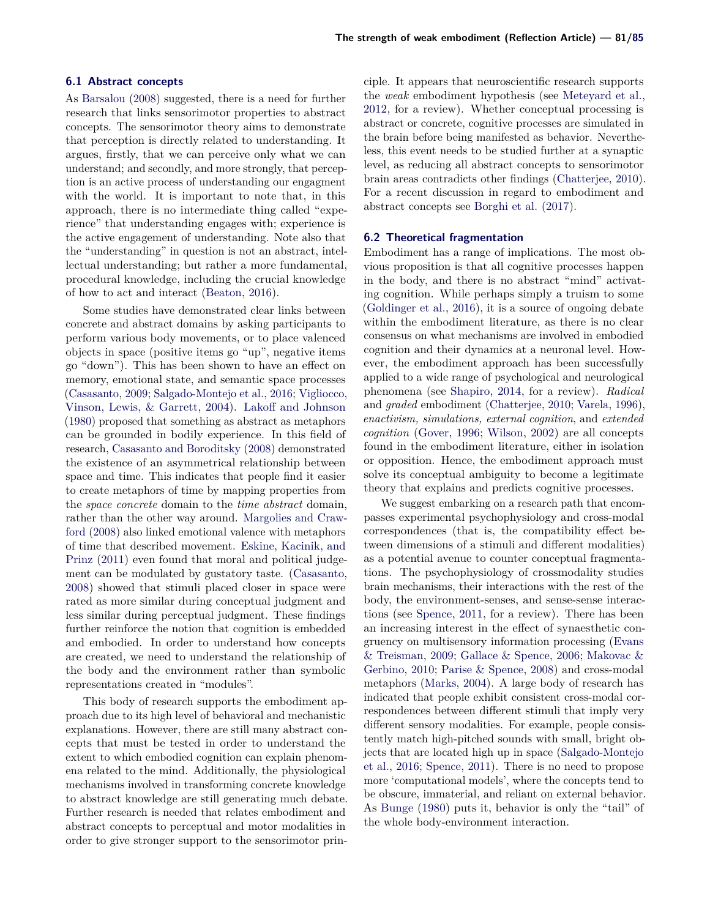### 6.1 Abstract concepts

As Barsalou (2008) suggested, there is a need for further research that links sensorimotor properties to abstract concepts. The sensorimotor theory aims to demonstrate that perception is directly related to understanding. It argues, firstly, that we can perceive only what we can understand; and secondly, and more strongly, that perception is an active process of understanding our engagment with the world. It is important to note that, in this approach, there is no intermediate thing called "experience" that understanding engages with; experience is the active engagement of understanding. Note also that the "understanding" in question is not an abstract, intellectual understanding; but rather a more fundamental, procedural knowledge, including the crucial knowledge of how to act and interact (Beaton, 2016).

Some studies have demonstrated clear links between concrete and abstract domains by asking participants to perform various body movements, or to place valenced objects in space (positive items go "up", negative items go "down"). This has been shown to have an effect on memory, emotional state, and semantic space processes (Casasanto, 2009; Salgado-Montejo et al., 2016; Vigliocco, Vinson, Lewis, & Garrett, 2004). Lakoff and Johnson (1980) proposed that something as abstract as metaphors can be grounded in bodily experience. In this field of research, Casasanto and Boroditsky (2008) demonstrated the existence of an asymmetrical relationship between space and time. This indicates that people find it easier to create metaphors of time by mapping properties from the *space concrete* domain to the *time abstract* domain, rather than the other way around. Margolies and Crawford (2008) also linked emotional valence with metaphors of time that described movement. Eskine, Kacinik, and Prinz (2011) even found that moral and political judgement can be modulated by gustatory taste. (Casasanto, 2008) showed that stimuli placed closer in space were rated as more similar during conceptual judgment and less similar during perceptual judgment. These findings further reinforce the notion that cognition is embedded and embodied. In order to understand how concepts are created, we need to understand the relationship of the body and the environment rather than symbolic representations created in "modules".

This body of research supports the embodiment approach due to its high level of behavioral and mechanistic explanations. However, there are still many abstract concepts that must be tested in order to understand the extent to which embodied cognition can explain phenomena related to the mind. Additionally, the physiological mechanisms involved in transforming concrete knowledge to abstract knowledge are still generating much debate. Further research is needed that relates embodiment and abstract concepts to perceptual and motor modalities in order to give stronger support to the sensorimotor principle. It appears that neuroscientific research supports the *weak* embodiment hypothesis (see Meteyard et al., 2012, for a review). Whether conceptual processing is abstract or concrete, cognitive processes are simulated in the brain before being manifested as behavior. Nevertheless, this event needs to be studied further at a synaptic level, as reducing all abstract concepts to sensorimotor brain areas contradicts other findings (Chatterjee, 2010). For a recent discussion in regard to embodiment and abstract concepts see Borghi et al. (2017).

### 6.2 Theoretical fragmentation

Embodiment has a range of implications. The most obvious proposition is that all cognitive processes happen in the body, and there is no abstract "mind" activating cognition. While perhaps simply a truism to some (Goldinger et al., 2016), it is a source of ongoing debate within the embodiment literature, as there is no clear consensus on what mechanisms are involved in embodied cognition and their dynamics at a neuronal level. However, the embodiment approach has been successfully applied to a wide range of psychological and neurological phenomena (see Shapiro, 2014, for a review). *Radical* and *graded* embodiment (Chatterjee, 2010; Varela, 1996), *enactivism, simulations, external cognition*, and *extended cognition* (Gover, 1996; Wilson, 2002) are all concepts found in the embodiment literature, either in isolation or opposition. Hence, the embodiment approach must solve its conceptual ambiguity to become a legitimate theory that explains and predicts cognitive processes.

We suggest embarking on a research path that encompasses experimental psychophysiology and cross-modal correspondences (that is, the compatibility effect between dimensions of a stimuli and different modalities) as a potential avenue to counter conceptual fragmentations. The psychophysiology of crossmodality studies brain mechanisms, their interactions with the rest of the body, the environment-senses, and sense-sense interactions (see Spence, 2011, for a review). There has been an increasing interest in the effect of synaesthetic congruency on multisensory information processing (Evans & Treisman, 2009; Gallace & Spence, 2006; Makovac & Gerbino, 2010; Parise & Spence, 2008) and cross-modal metaphors (Marks, 2004). A large body of research has indicated that people exhibit consistent cross-modal correspondences between different stimuli that imply very different sensory modalities. For example, people consistently match high-pitched sounds with small, bright objects that are located high up in space (Salgado-Montejo et al., 2016; Spence, 2011). There is no need to propose more 'computational models', where the concepts tend to be obscure, immaterial, and reliant on external behavior. As Bunge (1980) puts it, behavior is only the "tail" of the whole body-environment interaction.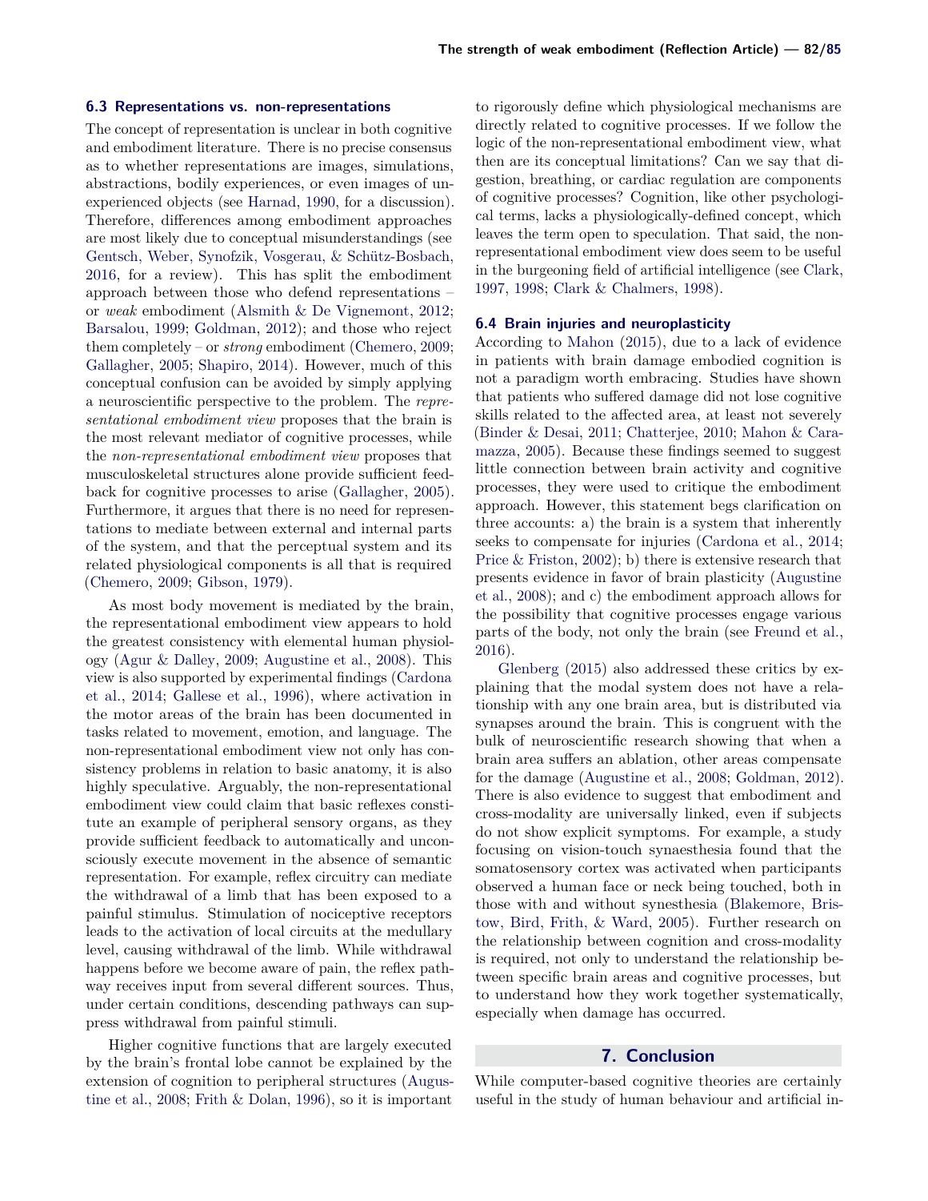### 6.3 Representations vs. non-representations

The concept of representation is unclear in both cognitive and embodiment literature. There is no precise consensus as to whether representations are images, simulations, abstractions, bodily experiences, or even images of unexperienced objects (see Harnad, 1990, for a discussion). Therefore, differences among embodiment approaches are most likely due to conceptual misunderstandings (see Gentsch, Weber, Synofzik, Vosgerau, & Schütz-Bosbach, 2016, for a review). This has split the embodiment approach between those who defend representations – or *weak* embodiment (Alsmith & De Vignemont, 2012; Barsalou, 1999; Goldman, 2012); and those who reject them completely – or *strong* embodiment (Chemero, 2009; Gallagher, 2005; Shapiro, 2014). However, much of this conceptual confusion can be avoided by simply applying a neuroscientific perspective to the problem. The *representational embodiment view* proposes that the brain is the most relevant mediator of cognitive processes, while the *non-representational embodiment view* proposes that musculoskeletal structures alone provide sufficient feedback for cognitive processes to arise (Gallagher, 2005). Furthermore, it argues that there is no need for representations to mediate between external and internal parts of the system, and that the perceptual system and its related physiological components is all that is required (Chemero, 2009; Gibson, 1979).

As most body movement is mediated by the brain, the representational embodiment view appears to hold the greatest consistency with elemental human physiology (Agur & Dalley, 2009; Augustine et al., 2008). This view is also supported by experimental findings (Cardona et al., 2014; Gallese et al., 1996), where activation in the motor areas of the brain has been documented in tasks related to movement, emotion, and language. The non-representational embodiment view not only has consistency problems in relation to basic anatomy, it is also highly speculative. Arguably, the non-representational embodiment view could claim that basic reflexes constitute an example of peripheral sensory organs, as they provide sufficient feedback to automatically and unconsciously execute movement in the absence of semantic representation. For example, reflex circuitry can mediate the withdrawal of a limb that has been exposed to a painful stimulus. Stimulation of nociceptive receptors leads to the activation of local circuits at the medullary level, causing withdrawal of the limb. While withdrawal happens before we become aware of pain, the reflex pathway receives input from several different sources. Thus, under certain conditions, descending pathways can suppress withdrawal from painful stimuli.

Higher cognitive functions that are largely executed by the brain's frontal lobe cannot be explained by the extension of cognition to peripheral structures (Augustine et al., 2008; Frith & Dolan, 1996), so it is important to rigorously define which physiological mechanisms are directly related to cognitive processes. If we follow the logic of the non-representational embodiment view, what then are its conceptual limitations? Can we say that digestion, breathing, or cardiac regulation are components of cognitive processes? Cognition, like other psychological terms, lacks a physiologically-defined concept, which leaves the term open to speculation. That said, the non-representational embodiment view does seem to be useful in the burgeoning field of artificial intelligence (see Clark, 1997, 1998; Clark & Chalmers, 1998).

### 6.4 Brain injuries and neuroplasticity

According to Mahon (2015), due to a lack of evidence in patients with brain damage embodied cognition is not a paradigm worth embracing. Studies have shown that patients who suffered damage did not lose cognitive skills related to the affected area, at least not severely (Binder & Desai, 2011; Chatterjee, 2010; Mahon & Caramazza, 2005). Because these findings seemed to suggest little connection between brain activity and cognitive processes, they were used to critique the embodiment approach. However, this statement begs clarification on three accounts: a) the brain is a system that inherently seeks to compensate for injuries (Cardona et al., 2014; Price & Friston, 2002); b) there is extensive research that presents evidence in favor of brain plasticity (Augustine et al., 2008); and c) the embodiment approach allows for the possibility that cognitive processes engage various parts of the body, not only the brain (see Freund et al., 2016).

Glenberg (2015) also addressed these critics by explaining that the modal system does not have a relationship with any one brain area, but is distributed via synapses around the brain. This is congruent with the bulk of neuroscientific research showing that when a brain area suffers an ablation, other areas compensate for the damage (Augustine et al., 2008; Goldman, 2012). There is also evidence to suggest that embodiment and cross-modality are universally linked, even if subjects do not show explicit symptoms. For example, a study focusing on vision-touch synaesthesia found that the somatosensory cortex was activated when participants observed a human face or neck being touched, both in those with and without synesthesia (Blakemore, Bristow, Bird, Frith, & Ward, 2005). Further research on the relationship between cognition and cross-modality is required, not only to understand the relationship between specific brain areas and cognitive processes, but to understand how they work together systematically, especially when damage has occurred.

## 7. Conclusion

While computer-based cognitive theories are certainly useful in the study of human behaviour and artificial in-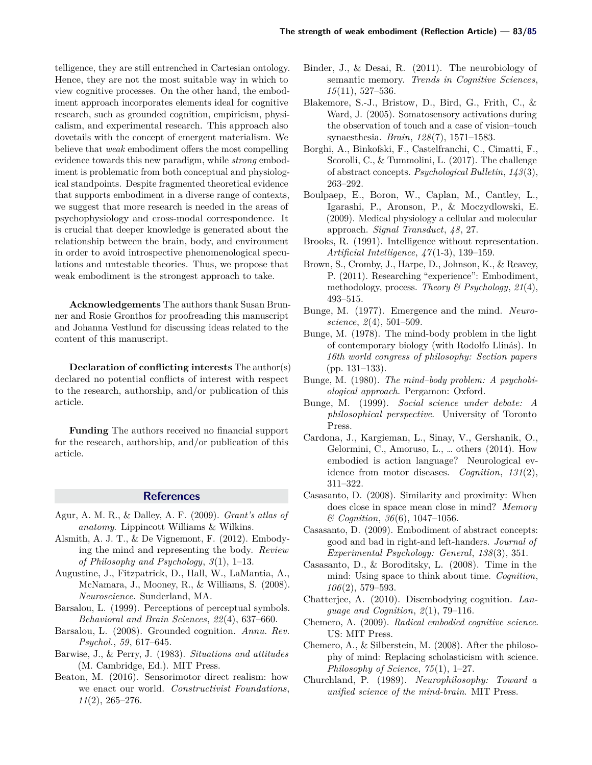telligence, they are still entrenched in Cartesian ontology. Hence, they are not the most suitable way in which to view cognitive processes. On the other hand, the embodiment approach incorporates elements ideal for cognitive research, such as grounded cognition, empiricism, physicalism, and experimental research. This approach also dovetails with the concept of emergent materialism. We believe that *weak* embodiment offers the most compelling evidence towards this new paradigm, while *strong* embodiment is problematic from both conceptual and physiological standpoints. Despite fragmented theoretical evidence that supports embodiment in a diverse range of contexts, we suggest that more research is needed in the areas of psychophysiology and cross-modal correspondence. It is crucial that deeper knowledge is generated about the relationship between the brain, body, and environment in order to avoid introspective phenomenological speculations and untestable theories. Thus, we propose that weak embodiment is the strongest approach to take.

**Acknowledgements** The authors thank Susan Brunner and Rosie Gronthos for proofreading this manuscript and Johanna Vestlund for discussing ideas related to the content of this manuscript.

**Declaration of conflicting interests** The author(s) declared no potential conflicts of interest with respect to the research, authorship, and/or publication of this article.

**Funding** The authors received no financial support for the research, authorship, and/or publication of this article.

## References

Agur, A. M. R., & Dalley, A. F. (2009). *Grant's atlas of anatomy*. Lippincott Williams & Wilkins.

Alsmith, A. J. T., & De Vignemont, F. (2012). Embodying the mind and representing the body. *Review of Philosophy and Psychology*, *3*(1), 1–13.

Augustine, J., Fitzpatrick, D., Hall, W., LaMantia, A., McNamara, J., Mooney, R., & Williams, S. (2008). *Neuroscience*. Sunderland, MA.

Barsalou, L. (1999). Perceptions of perceptual symbols. *Behavioral and Brain Sciences*, *22*(4), 637–660.

Barsalou, L. (2008). Grounded cognition. *Annu. Rev. Psychol.*, *59*, 617–645.

Barwise, J., & Perry, J. (1983). *Situations and attitudes* (M. Cambridge, Ed.). MIT Press.

Beaton, M. (2016). Sensorimotor direct realism: how we enact our world. *Constructivist Foundations*, *11*(2), 265–276.

Binder, J., & Desai, R. (2011). The neurobiology of semantic memory. *Trends in Cognitive Sciences*, *15*(11), 527–536.

Blakemore, S.-J., Bristow, D., Bird, G., Frith, C., & Ward, J. (2005). Somatosensory activations during the observation of touch and a case of vision–touch synaesthesia. *Brain*, *128*(7), 1571–1583.

Borghi, A., Binkofski, F., Castelfranchi, C., Cimatti, F., Scorolli, C., & Tummolini, L. (2017). The challenge of abstract concepts. *Psychological Bulletin*, *143*(3), 263–292.

Boulpaep, E., Boron, W., Caplan, M., Cantley, L., Igarashi, P., Aronson, P., & Moczydlowski, E. (2009). Medical physiology a cellular and molecular approach. *Signal Transduct*, *48*, 27.

Brooks, R. (1991). Intelligence without representation. *Artificial Intelligence*, *47*(1-3), 139–159.

Brown, S., Cromby, J., Harpe, D., Johnson, K., & Reavey, P. (2011). Researching "experience": Embodiment, methodology, process. *Theory & Psychology*, *21*(4), 493–515.

Bunge, M. (1977). Emergence and the mind. *Neuroscience*, *2*(4), 501–509.

Bunge, M. (1978). The mind-body problem in the light of contemporary biology (with Rodolfo Llinás). In *16th world congress of philosophy: Section papers* (pp. 131–133).

Bunge, M. (1980). *The mind–body problem: A psychobiological approach*. Pergamon: Oxford.

Bunge, M. (1999). *Social science under debate: A philosophical perspective*. University of Toronto Press.

Cardona, J., Kargieman, L., Sinay, V., Gershanik, O., Gelormini, C., Amoruso, L., … others (2014). How embodied is action language? Neurological evidence from motor diseases. *Cognition*, *131*(2), 311–322.

Casasanto, D. (2008). Similarity and proximity: When does close in space mean close in mind? *Memory & Cognition*, *36*(6), 1047–1056.

Casasanto, D. (2009). Embodiment of abstract concepts: good and bad in right-and left-handers. *Journal of Experimental Psychology: General*, *138*(3), 351.

Casasanto, D., & Boroditsky, L. (2008). Time in the mind: Using space to think about time. *Cognition*, *106*(2), 579–593.

Chatterjee, A. (2010). Disembodying cognition. *Language and Cognition*, *2*(1), 79–116.

Chemero, A. (2009). *Radical embodied cognitive science*. US: MIT Press.

Chemero, A., & Silberstein, M. (2008). After the philosophy of mind: Replacing scholasticism with science. *Philosophy of Science*, *75*(1), 1–27.

Churchland, P. (1989). *Neurophilosophy: Toward a unified science of the mind-brain*. MIT Press.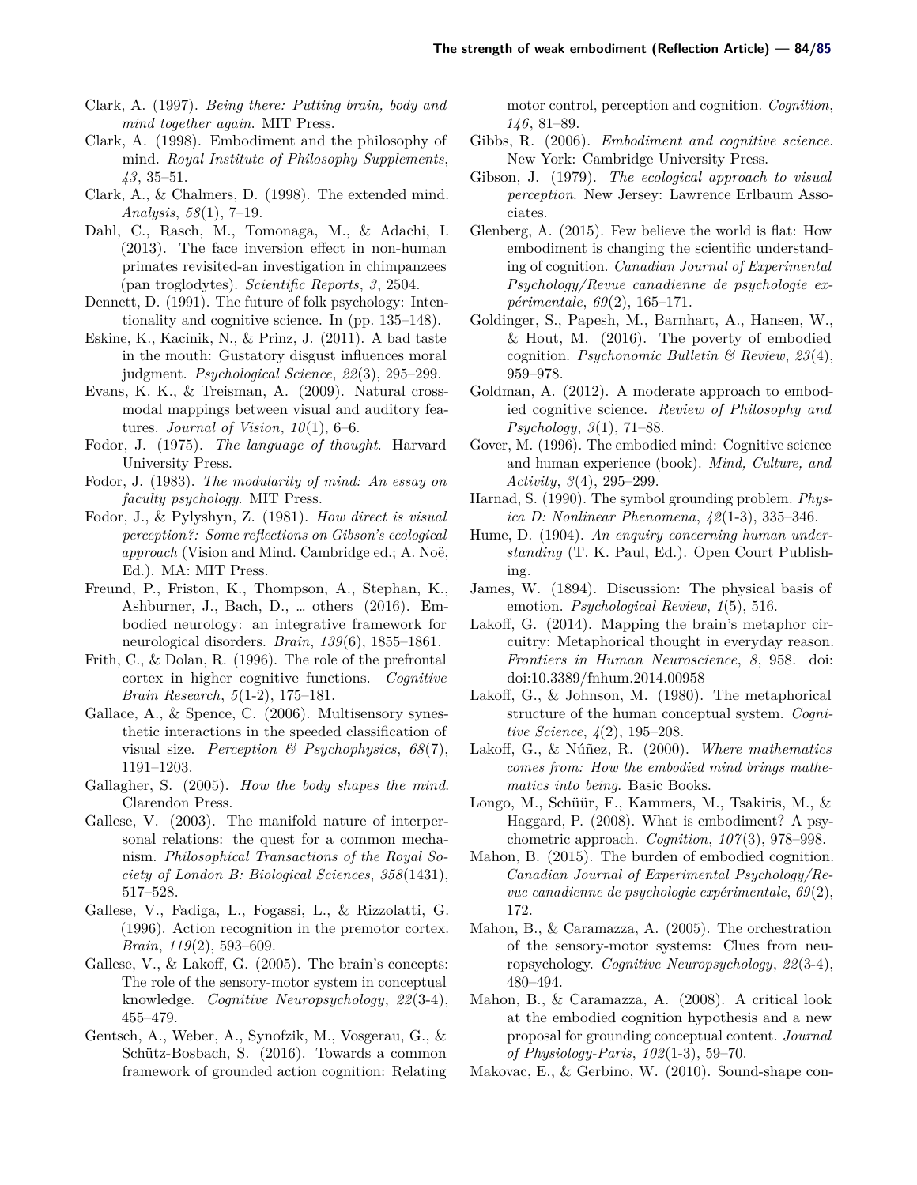Clark, A. (1997). *Being there: Putting brain, body and mind together again*. MIT Press.

Clark, A. (1998). Embodiment and the philosophy of mind. *Royal Institute of Philosophy Supplements*, *43*, 35–51.

Clark, A., & Chalmers, D. (1998). The extended mind. *Analysis*, *58*(1), 7–19.

Dahl, C., Rasch, M., Tomonaga, M., & Adachi, I. (2013). The face inversion effect in non-human primates revisited-an investigation in chimpanzees (pan troglodytes). *Scientific Reports*, *3*, 2504.

Dennett, D. (1991). The future of folk psychology: Intentionality and cognitive science. In (pp. 135–148).

Eskine, K., Kacinik, N., & Prinz, J. (2011). A bad taste in the mouth: Gustatory disgust influences moral judgment. *Psychological Science*, *22*(3), 295–299.

Evans, K. K., & Treisman, A. (2009). Natural cross-modal mappings between visual and auditory features. *Journal of Vision*, *10*(1), 6–6.

Fodor, J. (1975). *The language of thought*. Harvard University Press.

Fodor, J. (1983). *The modularity of mind: An essay on faculty psychology*. MIT Press.

Fodor, J., & Pylyshyn, Z. (1981). *How direct is visual perception?: Some reflections on Gibson's ecological approach* (Vision and Mind. Cambridge ed.; A. Noë, Ed.). MA: MIT Press.

Freund, P., Friston, K., Thompson, A., Stephan, K., Ashburner, J., Bach, D., … others (2016). Embodied neurology: an integrative framework for neurological disorders. *Brain*, *139*(6), 1855–1861.

Frith, C., & Dolan, R. (1996). The role of the prefrontal cortex in higher cognitive functions. *Cognitive Brain Research*, *5*(1-2), 175–181.

Gallace, A., & Spence, C. (2006). Multisensory synesthetic interactions in the speeded classification of visual size. *Perception & Psychophysics*, *68*(7), 1191–1203.

Gallagher, S. (2005). *How the body shapes the mind*. Clarendon Press.

Gallese, V. (2003). The manifold nature of interpersonal relations: the quest for a common mechanism. *Philosophical Transactions of the Royal Society of London B: Biological Sciences*, *358*(1431), 517–528.

Gallese, V., Fadiga, L., Fogassi, L., & Rizzolatti, G. (1996). Action recognition in the premotor cortex. *Brain*, *119*(2), 593–609.

Gallese, V., & Lakoff, G. (2005). The brain's concepts: The role of the sensory-motor system in conceptual knowledge. *Cognitive Neuropsychology*, *22*(3-4), 455–479.

Gentsch, A., Weber, A., Synofzik, M., Vosgerau, G., & Schütz-Bosbach, S. (2016). Towards a common framework of grounded action cognition: Relating motor control, perception and cognition. *Cognition*, *146*, 81–89.

Gibbs, R. (2006). *Embodiment and cognitive science.* New York: Cambridge University Press.

Gibson, J. (1979). *The ecological approach to visual perception*. New Jersey: Lawrence Erlbaum Associates.

Glenberg, A. (2015). Few believe the world is flat: How embodiment is changing the scientific understanding of cognition. *Canadian Journal of Experimental Psychology/Revue canadienne de psychologie expérimentale*, *69*(2), 165–171.

Goldinger, S., Papesh, M., Barnhart, A., Hansen, W., & Hout, M. (2016). The poverty of embodied cognition. *Psychonomic Bulletin & Review*, *23*(4), 959–978.

Goldman, A. (2012). A moderate approach to embodied cognitive science. *Review of Philosophy and Psychology*, *3*(1), 71–88.

Gover, M. (1996). The embodied mind: Cognitive science and human experience (book). *Mind, Culture, and Activity*, *3*(4), 295–299.

Harnad, S. (1990). The symbol grounding problem. *Physica D: Nonlinear Phenomena*, *42*(1-3), 335–346.

Hume, D. (1904). *An enquiry concerning human understanding* (T. K. Paul, Ed.). Open Court Publishing.

James, W. (1894). Discussion: The physical basis of emotion. *Psychological Review*, *1*(5), 516.

Lakoff, G. (2014). Mapping the brain's metaphor circuitry: Metaphorical thought in everyday reason. *Frontiers in Human Neuroscience*, *8*, 958. doi: doi:10.3389/fnhum.2014.00958

Lakoff, G., & Johnson, M. (1980). The metaphorical structure of the human conceptual system. *Cognitive Science*, *4*(2), 195–208.

Lakoff, G., & Núñez, R. (2000). *Where mathematics comes from: How the embodied mind brings mathematics into being*. Basic Books.

Longo, M., Schüür, F., Kammers, M., Tsakiris, M., & Haggard, P. (2008). What is embodiment? A psychometric approach. *Cognition*, *107*(3), 978–998.

Mahon, B. (2015). The burden of embodied cognition. *Canadian Journal of Experimental Psychology/Revue canadienne de psychologie expérimentale*, *69*(2), 172.

Mahon, B., & Caramazza, A. (2005). The orchestration of the sensory-motor systems: Clues from neuropsychology. *Cognitive Neuropsychology*, *22*(3-4), 480–494.

Mahon, B., & Caramazza, A. (2008). A critical look at the embodied cognition hypothesis and a new proposal for grounding conceptual content. *Journal of Physiology-Paris*, *102*(1-3), 59–70.

Makovac, E., & Gerbino, W. (2010). Sound-shape con-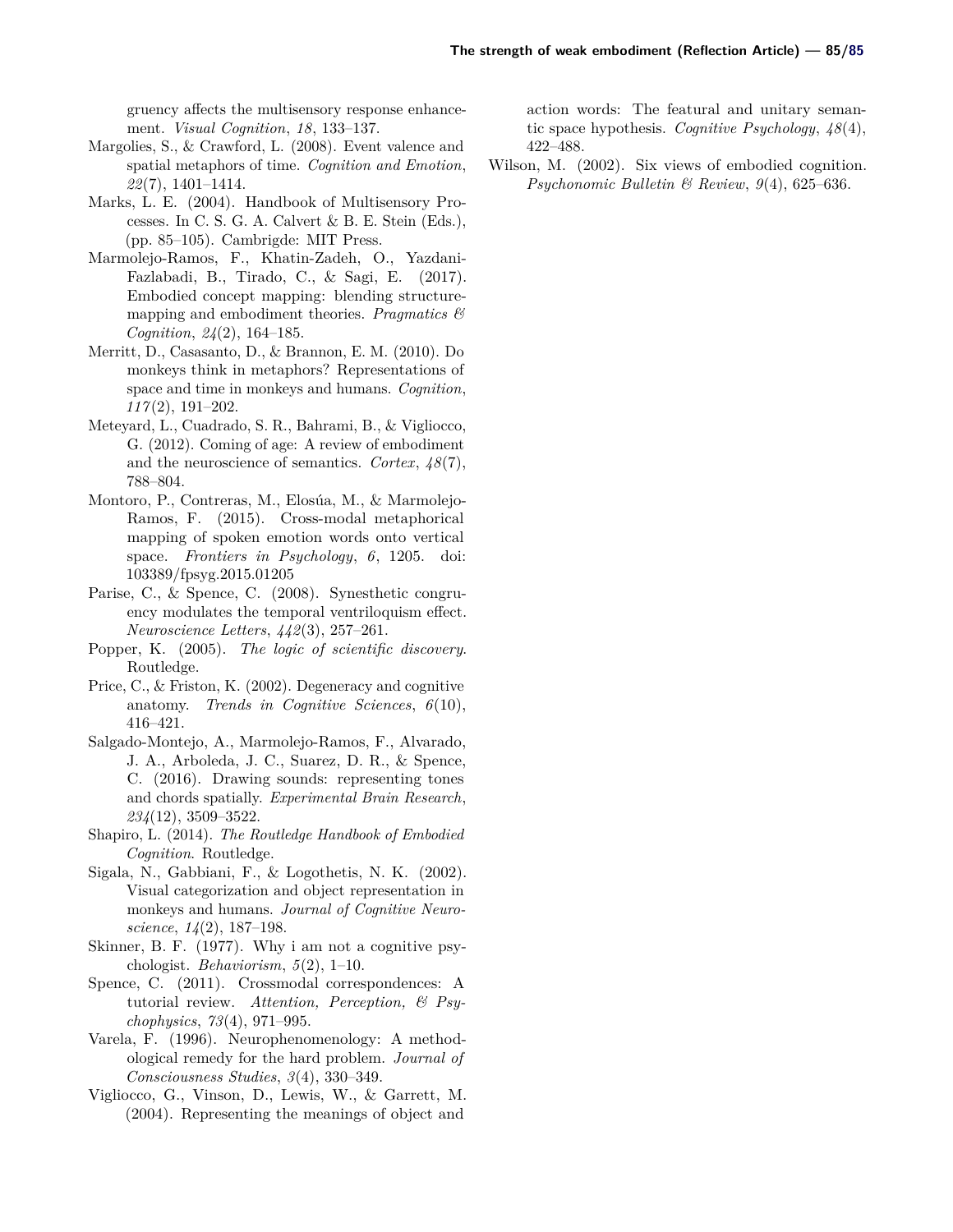gruency affects the multisensory response enhancement. *Visual Cognition*, *18*, 133–137.

Margolies, S., & Crawford, L. (2008). Event valence and spatial metaphors of time. *Cognition and Emotion*, *22*(7), 1401–1414.

Marks, L. E. (2004). Handbook of Multisensory Processes. In C. S. G. A. Calvert & B. E. Stein (Eds.), (pp. 85–105). Cambrigde: MIT Press.

Marmolejo-Ramos, F., Khatin-Zadeh, O., Yazdani-Fazlabadi, B., Tirado, C., & Sagi, E. (2017). Embodied concept mapping: blending structure-mapping and embodiment theories. *Pragmatics & Cognition*, *24*(2), 164–185.

Merritt, D., Casasanto, D., & Brannon, E. M. (2010). Do monkeys think in metaphors? Representations of space and time in monkeys and humans. *Cognition*, *117*(2), 191–202.

Meteyard, L., Cuadrado, S. R., Bahrami, B., & Vigliocco, G. (2012). Coming of age: A review of embodiment and the neuroscience of semantics. *Cortex*, *48*(7), 788–804.

Montoro, P., Contreras, M., Elosúa, M., & Marmolejo-Ramos, F. (2015). Cross-modal metaphorical mapping of spoken emotion words onto vertical space. *Frontiers in Psychology*, *6*, 1205. doi: 103389/fpsyg.2015.01205

Parise, C., & Spence, C. (2008). Synesthetic congruency modulates the temporal ventriloquism effect. *Neuroscience Letters*, *442*(3), 257–261.

Popper, K. (2005). *The logic of scientific discovery*. Routledge.

Price, C., & Friston, K. (2002). Degeneracy and cognitive anatomy. *Trends in Cognitive Sciences*, *6*(10), 416–421.

Salgado-Montejo, A., Marmolejo-Ramos, F., Alvarado, J. A., Arboleda, J. C., Suarez, D. R., & Spence, C. (2016). Drawing sounds: representing tones and chords spatially. *Experimental Brain Research*, *234*(12), 3509–3522.

Shapiro, L. (2014). *The Routledge Handbook of Embodied Cognition*. Routledge.

Sigala, N., Gabbiani, F., & Logothetis, N. K. (2002). Visual categorization and object representation in monkeys and humans. *Journal of Cognitive Neuroscience*, *14*(2), 187–198.

Skinner, B. F. (1977). Why i am not a cognitive psychologist. *Behaviorism*, *5*(2), 1–10.

Spence, C. (2011). Crossmodal correspondences: A tutorial review. *Attention, Perception, & Psychophysics*, *73*(4), 971–995.

Varela, F. (1996). Neurophenomenology: A methodological remedy for the hard problem. *Journal of Consciousness Studies*, *3*(4), 330–349.

Vigliocco, G., Vinson, D., Lewis, W., & Garrett, M. (2004). Representing the meanings of object and action words: The featural and unitary semantic space hypothesis. *Cognitive Psychology*, *48*(4), 422–488.

Wilson, M. (2002). Six views of embodied cognition. *Psychonomic Bulletin & Review*, *9*(4), 625–636.